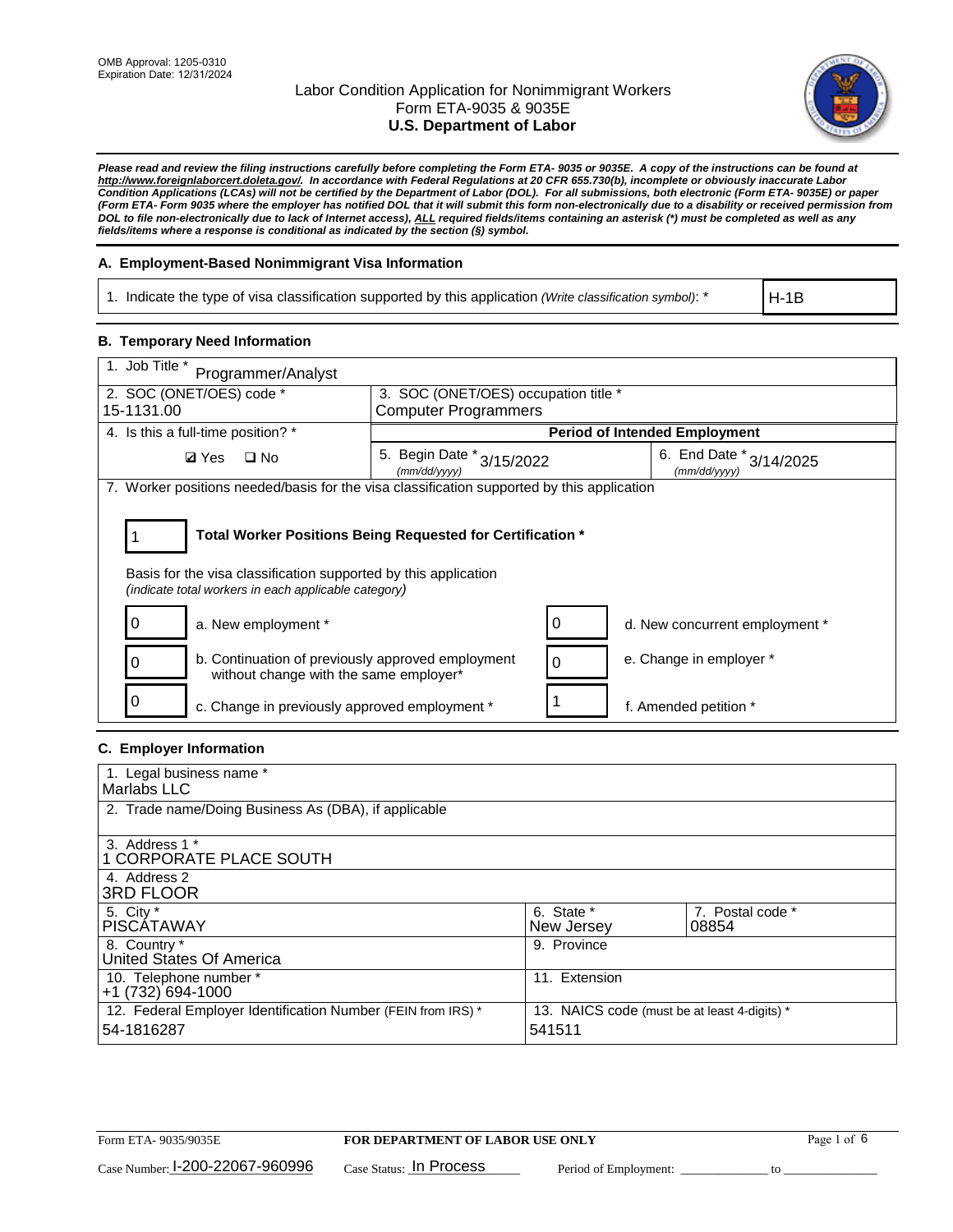OMB Approval: 1205-0310
Expiration Date: 12/31/2024

# Labor Condition Application for Nonimmigrant Workers
Form ETA-9035 & 9035E
**U.S. Department of Labor**

***Please read and review the filing instructions carefully before completing the Form ETA- 9035 or 9035E. A copy of the instructions can be found at http://www.foreignlaborcert.doleta.gov/. In accordance with Federal Regulations at 20 CFR 655.730(b), incomplete or obviously inaccurate Labor Condition Applications (LCAs) will not be certified by the Department of Labor (DOL). For all submissions, both electronic (Form ETA- 9035E) or paper (Form ETA- Form 9035 where the employer has notified DOL that it will submit this form non-electronically due to a disability or received permission from DOL to file non-electronically due to lack of Internet access), ALL required fields/items containing an asterisk (*) must be completed as well as any fields/items where a response is conditional as indicated by the section (§) symbol.***

### A. Employment-Based Nonimmigrant Visa Information

| 1. Indicate the type of visa classification supported by this application *(Write classification symbol)*: * | H-1B |
|---|---|

### B. Temporary Need Information

| 1. Job Title * Programmer/Analyst | | |
|---|---|---|
| 2. SOC (ONET/OES) code * 15-1131.00 | 3. SOC (ONET/OES) occupation title * Computer Programmers | |
| 4. Is this a full-time position? * | **Period of Intended Employment** | |
| ☑ Yes ☐ No | 5. Begin Date * *(mm/dd/yyyy)* 3/15/2022 | 6. End Date * *(mm/dd/yyyy)* 3/14/2025 |

7. Worker positions needed/basis for the visa classification supported by this application

**1 — Total Worker Positions Being Requested for Certification ***

Basis for the visa classification supported by this application
*(indicate total workers in each applicable category)*

| Count | Category | Count | Category |
|---|---|---|---|
| 0 | a. New employment * | 0 | d. New concurrent employment * |
| 0 | b. Continuation of previously approved employment without change with the same employer* | 0 | e. Change in employer * |
| 0 | c. Change in previously approved employment * | 1 | f. Amended petition * |

### C. Employer Information

| | |
|---|---|
| 1. Legal business name * Marlabs LLC | |
| 2. Trade name/Doing Business As (DBA), if applicable | |
| 3. Address 1 * 1 CORPORATE PLACE SOUTH | |
| 4. Address 2 3RD FLOOR | |
| 5. City * PISCATAWAY | 6. State * New Jersey / 7. Postal code * 08854 |
| 8. Country * United States Of America | 9. Province |
| 10. Telephone number * +1 (732) 694-1000 | 11. Extension |
| 12. Federal Employer Identification Number (FEIN from IRS) * 54-1816287 | 13. NAICS code (must be at least 4-digits) * 541511 |

Form ETA- 9035/9035E — **FOR DEPARTMENT OF LABOR USE ONLY**

Case Number: I-200-22067-960996 Case Status: In Process Period of Employment: _____________ to _____________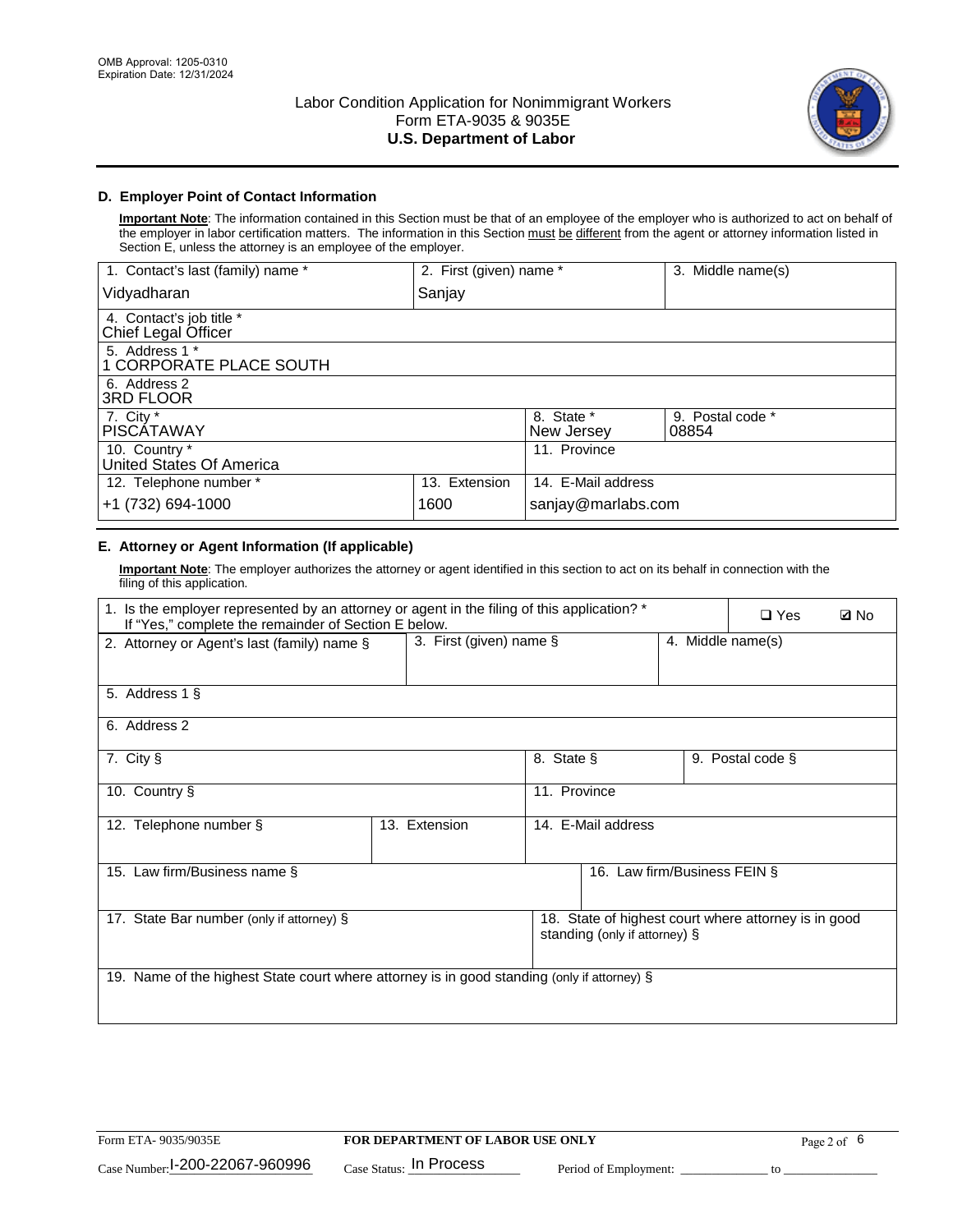OMB Approval: 1205-0310
Expiration Date: 12/31/2024

# Labor Condition Application for Nonimmigrant Workers
Form ETA-9035 & 9035E
**U.S. Department of Labor**

## D. Employer Point of Contact Information

**Important Note**: The information contained in this Section must be that of an employee of the employer who is authorized to act on behalf of the employer in labor certification matters. The information in this Section must be different from the agent or attorney information listed in Section E, unless the attorney is an employee of the employer.

| 1. Contact's last (family) name * | 2. First (given) name * | 3. Middle name(s) |
|---|---|---|
| Vidyadharan | Sanjay | |

| 4. Contact's job title * |
|---|
| Chief Legal Officer |
| 5. Address 1 * |
| 1 CORPORATE PLACE SOUTH |
| 6. Address 2 |
| 3RD FLOOR |

| 7. City * | 8. State * | 9. Postal code * |
|---|---|---|
| PISCATAWAY | New Jersey | 08854 |

| 10. Country * | 11. Province |
|---|---|
| United States Of America | |

| 12. Telephone number * | 13. Extension | 14. E-Mail address |
|---|---|---|
| +1 (732) 694-1000 | 1600 | sanjay@marlabs.com |

## E. Attorney or Agent Information (If applicable)

**Important Note**: The employer authorizes the attorney or agent identified in this section to act on its behalf in connection with the filing of this application.

1. Is the employer represented by an attorney or agent in the filing of this application? * If "Yes," complete the remainder of Section E below. ☐ Yes ☑ No

| 2. Attorney or Agent's last (family) name § | 3. First (given) name § | 4. Middle name(s) |
|---|---|---|
| | | |

| 5. Address 1 § |
|---|
| |
| 6. Address 2 |
| |

| 7. City § | 8. State § | 9. Postal code § |
|---|---|---|
| | | |

| 10. Country § | 11. Province |
|---|---|
| | |

| 12. Telephone number § | 13. Extension | 14. E-Mail address |
|---|---|---|
| | | |

| 15. Law firm/Business name § | 16. Law firm/Business FEIN § |
|---|---|
| | |

| 17. State Bar number (only if attorney) § | 18. State of highest court where attorney is in good standing (only if attorney) § |
|---|---|
| | |

| 19. Name of the highest State court where attorney is in good standing (only if attorney) § |
|---|
| |

Form ETA- 9035/9035E | **FOR DEPARTMENT OF LABOR USE ONLY**

Case Number: I-200-22067-960996 Case Status: In Process Period of Employment: _____________ to _____________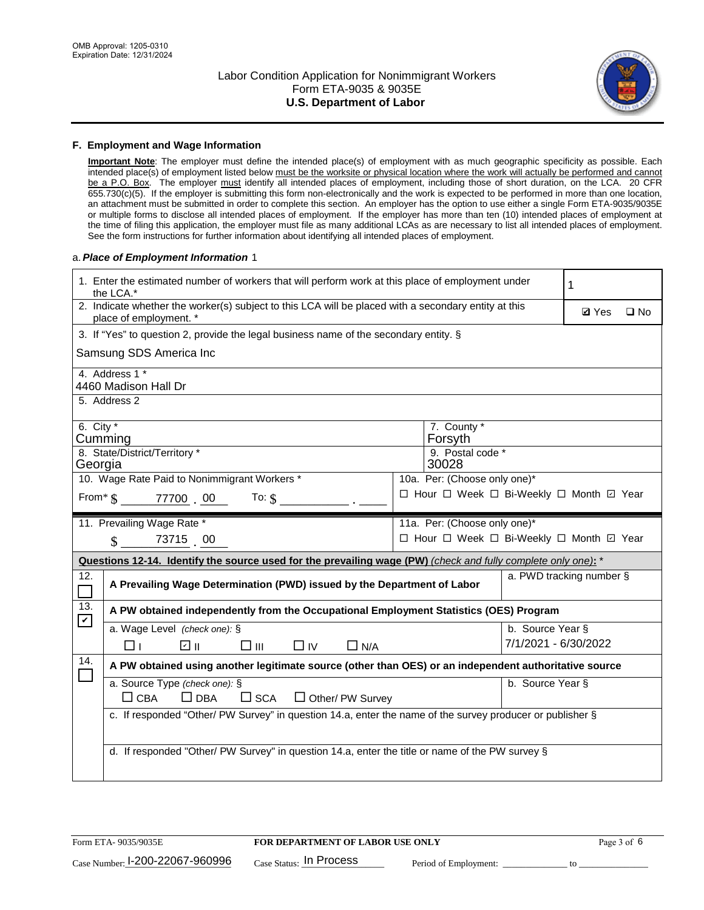## F. Employment and Wage Information

**Important Note**: The employer must define the intended place(s) of employment with as much geographic specificity as possible. Each intended place(s) of employment listed below must be the worksite or physical location where the work will actually be performed and cannot be a P.O. Box. The employer must identify all intended places of employment, including those of short duration, on the LCA. 20 CFR 655.730(c)(5). If the employer is submitting this form non-electronically and the work is expected to be performed in more than one location, an attachment must be submitted in order to complete this section. An employer has the option to use either a single Form ETA-9035/9035E or multiple forms to disclose all intended places of employment. If the employer has more than ten (10) intended places of employment at the time of filing this application, the employer must file as many additional LCAs as are necessary to list all intended places of employment. See the form instructions for further information about identifying all intended places of employment.

a. ***Place of Employment Information*** 1

| | |
|---|---|
| 1. Enter the estimated number of workers that will perform work at this place of employment under the LCA.* | 1 |
| 2. Indicate whether the worker(s) subject to this LCA will be placed with a secondary entity at this place of employment. * | ☑ Yes ☐ No |
| 3. If "Yes" to question 2, provide the legal business name of the secondary entity. § Samsung SDS America Inc | |
| 4. Address 1 * 4460 Madison Hall Dr | |
| 5. Address 2 | |
| 6. City * Cumming | 7. County * Forsyth |
| 8. State/District/Territory * Georgia | 9. Postal code * 30028 |
| 10. Wage Rate Paid to Nonimmigrant Workers * From* $ 77700 . 00 To: $ ______ . ____ | 10a. Per: (Choose only one)* ☐ Hour ☐ Week ☐ Bi-Weekly ☐ Month ☑ Year |
| 11. Prevailing Wage Rate * $ 73715 . 00 | 11a. Per: (Choose only one)* ☐ Hour ☐ Week ☐ Bi-Weekly ☐ Month ☑ Year |

**Questions 12-14. Identify the source used for the prevailing wage (PW)** *(check and fully complete only one)*: *

| | | |
|---|---|---|
| 12. ☐ | **A Prevailing Wage Determination (PWD) issued by the Department of Labor** | a. PWD tracking number § |
| 13. ☑ | **A PW obtained independently from the Occupational Employment Statistics (OES) Program** | |
| | a. Wage Level *(check one)*: § ☐ I ☑ II ☐ III ☐ IV ☐ N/A | b. Source Year § 7/1/2021 - 6/30/2022 |
| 14. ☐ | **A PW obtained using another legitimate source (other than OES) or an independent authoritative source** | |
| | a. Source Type *(check one)*: § ☐ CBA ☐ DBA ☐ SCA ☐ Other/ PW Survey | b. Source Year § |
| | c. If responded "Other/ PW Survey" in question 14.a, enter the name of the survey producer or publisher § | |
| | d. If responded "Other/ PW Survey" in question 14.a, enter the title or name of the PW survey § | |

Form ETA- 9035/9035E **FOR DEPARTMENT OF LABOR USE ONLY**

Case Number: I-200-22067-960996 Case Status: In Process Period of Employment: ____________ to ____________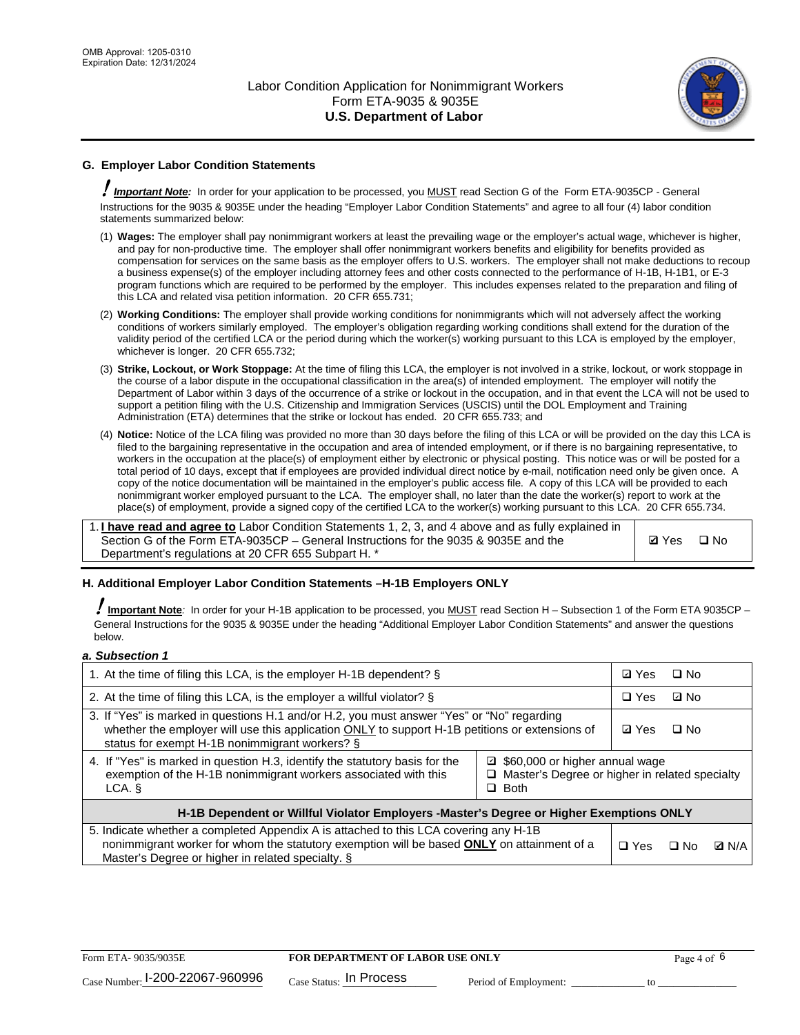## G. Employer Labor Condition Statements

! ***Important Note:*** In order for your application to be processed, you MUST read Section G of the Form ETA-9035CP - General Instructions for the 9035 & 9035E under the heading "Employer Labor Condition Statements" and agree to all four (4) labor condition statements summarized below:

(1) **Wages:** The employer shall pay nonimmigrant workers at least the prevailing wage or the employer's actual wage, whichever is higher, and pay for non-productive time. The employer shall offer nonimmigrant workers benefits and eligibility for benefits provided as compensation for services on the same basis as the employer offers to U.S. workers. The employer shall not make deductions to recoup a business expense(s) of the employer including attorney fees and other costs connected to the performance of H-1B, H-1B1, or E-3 program functions which are required to be performed by the employer. This includes expenses related to the preparation and filing of this LCA and related visa petition information. 20 CFR 655.731;

(2) **Working Conditions:** The employer shall provide working conditions for nonimmigrants which will not adversely affect the working conditions of workers similarly employed. The employer's obligation regarding working conditions shall extend for the duration of the validity period of the certified LCA or the period during which the worker(s) working pursuant to this LCA is employed by the employer, whichever is longer. 20 CFR 655.732;

(3) **Strike, Lockout, or Work Stoppage:** At the time of filing this LCA, the employer is not involved in a strike, lockout, or work stoppage in the course of a labor dispute in the occupational classification in the area(s) of intended employment. The employer will notify the Department of Labor within 3 days of the occurrence of a strike or lockout in the occupation, and in that event the LCA will not be used to support a petition filing with the U.S. Citizenship and Immigration Services (USCIS) until the DOL Employment and Training Administration (ETA) determines that the strike or lockout has ended. 20 CFR 655.733; and

(4) **Notice:** Notice of the LCA filing was provided no more than 30 days before the filing of this LCA or will be provided on the day this LCA is filed to the bargaining representative in the occupation and area of intended employment, or if there is no bargaining representative, to workers in the occupation at the place(s) of employment either by electronic or physical posting. This notice was or will be posted for a total period of 10 days, except that if employees are provided individual direct notice by e-mail, notification need only be given once. A copy of the notice documentation will be maintained in the employer's public access file. A copy of this LCA will be provided to each nonimmigrant worker employed pursuant to the LCA. The employer shall, no later than the date the worker(s) report to work at the place(s) of employment, provide a signed copy of the certified LCA to the worker(s) working pursuant to this LCA. 20 CFR 655.734.

| | |
|---|---|
| 1. **I have read and agree to** Labor Condition Statements 1, 2, 3, and 4 above and as fully explained in Section G of the Form ETA-9035CP – General Instructions for the 9035 & 9035E and the Department's regulations at 20 CFR 655 Subpart H. * | ☑ Yes ☐ No |

## H. Additional Employer Labor Condition Statements –H-1B Employers ONLY

! **Important Note**: In order for your H-1B application to be processed, you MUST read Section H – Subsection 1 of the Form ETA 9035CP – General Instructions for the 9035 & 9035E under the heading "Additional Employer Labor Condition Statements" and answer the questions below.

***a. Subsection 1***

| | |
|---|---|
| 1. At the time of filing this LCA, is the employer H-1B dependent? § | ☑ Yes ☐ No |
| 2. At the time of filing this LCA, is the employer a willful violator? § | ☐ Yes ☑ No |
| 3. If "Yes" is marked in questions H.1 and/or H.2, you must answer "Yes" or "No" regarding whether the employer will use this application ONLY to support H-1B petitions or extensions of status for exempt H-1B nonimmigrant workers? § | ☑ Yes ☐ No |
| 4. If "Yes" is marked in question H.3, identify the statutory basis for the exemption of the H-1B nonimmigrant workers associated with this LCA. § | ☑ $60,000 or higher annual wage ☐ Master's Degree or higher in related specialty ☐ Both |
| **H-1B Dependent or Willful Violator Employers -Master's Degree or Higher Exemptions ONLY** | |
| 5. Indicate whether a completed Appendix A is attached to this LCA covering any H-1B nonimmigrant worker for whom the statutory exemption will be based **ONLY** on attainment of a Master's Degree or higher in related specialty. § | ☐ Yes ☐ No ☑ N/A |

Form ETA- 9035/9035E **FOR DEPARTMENT OF LABOR USE ONLY**

Case Number: I-200-22067-960996 Case Status: In Process Period of Employment: _____________ to _______________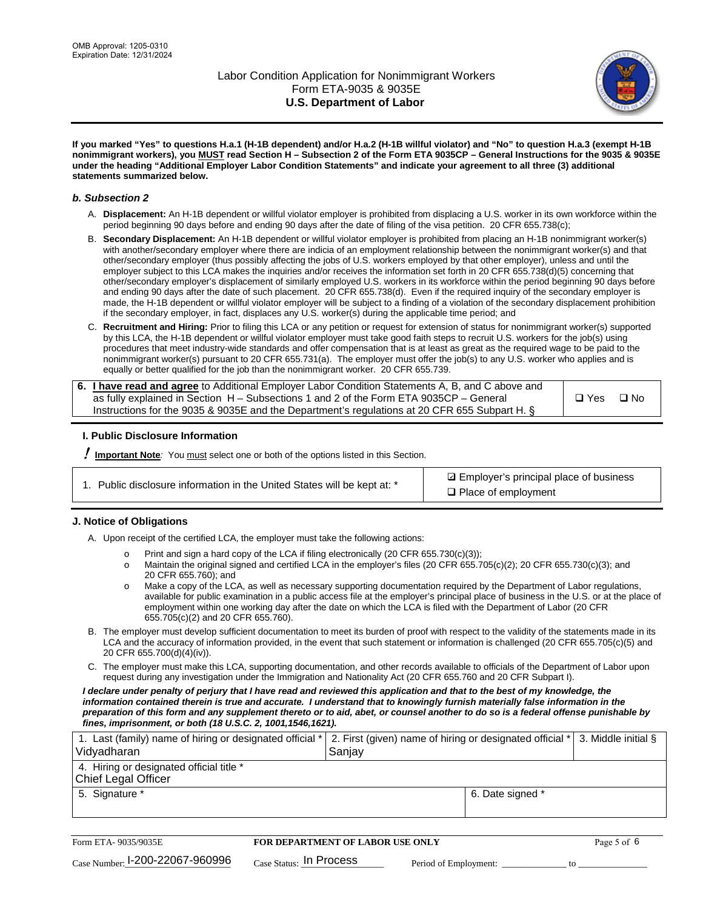OMB Approval: 1205-0310
Expiration Date: 12/31/2024

# Labor Condition Application for Nonimmigrant Workers
## Form ETA-9035 & 9035E
## U.S. Department of Labor

**If you marked "Yes" to questions H.a.1 (H-1B dependent) and/or H.a.2 (H-1B willful violator) and "No" to question H.a.3 (exempt H-1B nonimmigrant workers), you MUST read Section H – Subsection 2 of the Form ETA 9035CP – General Instructions for the 9035 & 9035E under the heading "Additional Employer Labor Condition Statements" and indicate your agreement to all three (3) additional statements summarized below.**

### b. Subsection 2

A. **Displacement:** An H-1B dependent or willful violator employer is prohibited from displacing a U.S. worker in its own workforce within the period beginning 90 days before and ending 90 days after the date of filing of the visa petition. 20 CFR 655.738(c);

B. **Secondary Displacement:** An H-1B dependent or willful violator employer is prohibited from placing an H-1B nonimmigrant worker(s) with another/secondary employer where there are indicia of an employment relationship between the nonimmigrant worker(s) and that other/secondary employer (thus possibly affecting the jobs of U.S. workers employed by that other employer), unless and until the employer subject to this LCA makes the inquiries and/or receives the information set forth in 20 CFR 655.738(d)(5) concerning that other/secondary employer's displacement of similarly employed U.S. workers in its workforce within the period beginning 90 days before and ending 90 days after the date of such placement. 20 CFR 655.738(d). Even if the required inquiry of the secondary employer is made, the H-1B dependent or willful violator employer will be subject to a finding of a violation of the secondary displacement prohibition if the secondary employer, in fact, displaces any U.S. worker(s) during the applicable time period; and

C. **Recruitment and Hiring:** Prior to filing this LCA or any petition or request for extension of status for nonimmigrant worker(s) supported by this LCA, the H-1B dependent or willful violator employer must take good faith steps to recruit U.S. workers for the job(s) using procedures that meet industry-wide standards and offer compensation that is at least as great as the required wage to be paid to the nonimmigrant worker(s) pursuant to 20 CFR 655.731(a). The employer must offer the job(s) to any U.S. worker who applies and is equally or better qualified for the job than the nonimmigrant worker. 20 CFR 655.739.

| 6. **I have read and agree** to Additional Employer Labor Condition Statements A, B, and C above and as fully explained in Section H – Subsections 1 and 2 of the Form ETA 9035CP – General Instructions for the 9035 & 9035E and the Department's regulations at 20 CFR 655 Subpart H. § | ❑ Yes ❑ No |
|---|---|

## I. Public Disclosure Information

**! Important Note:** You must select one or both of the options listed in this Section.

| 1. Public disclosure information in the United States will be kept at: * | ☑ Employer's principal place of business<br>❑ Place of employment |
|---|---|

## J. Notice of Obligations

A. Upon receipt of the certified LCA, the employer must take the following actions:

- o Print and sign a hard copy of the LCA if filing electronically (20 CFR 655.730(c)(3));
- o Maintain the original signed and certified LCA in the employer's files (20 CFR 655.705(c)(2); 20 CFR 655.730(c)(3); and 20 CFR 655.760); and
- o Make a copy of the LCA, as well as necessary supporting documentation required by the Department of Labor regulations, available for public examination in a public access file at the employer's principal place of business in the U.S. or at the place of employment within one working day after the date on which the LCA is filed with the Department of Labor (20 CFR 655.705(c)(2) and 20 CFR 655.760).

B. The employer must develop sufficient documentation to meet its burden of proof with respect to the validity of the statements made in its LCA and the accuracy of information provided, in the event that such statement or information is challenged (20 CFR 655.705(c)(5) and 20 CFR 655.700(d)(4)(iv)).

C. The employer must make this LCA, supporting documentation, and other records available to officials of the Department of Labor upon request during any investigation under the Immigration and Nationality Act (20 CFR 655.760 and 20 CFR Subpart I).

***I declare under penalty of perjury that I have read and reviewed this application and that to the best of my knowledge, the information contained therein is true and accurate. I understand that to knowingly furnish materially false information in the preparation of this form and any supplement thereto or to aid, abet, or counsel another to do so is a federal offense punishable by fines, imprisonment, or both (18 U.S.C. 2, 1001,1546,1621).***

| 1. Last (family) name of hiring or designated official * | 2. First (given) name of hiring or designated official * | 3. Middle initial § |
|---|---|---|
| Vidyadharan | Sanjay | |
| 4. Hiring or designated official title * | | |
| Chief Legal Officer | | |
| 5. Signature * | 6. Date signed * | |
| | | |

| Form ETA- 9035/9035E | FOR DEPARTMENT OF LABOR USE ONLY | |
|---|---|---|
| Case Number: I-200-22067-960996 | Case Status: In Process | Period of Employment: _____________ to _____________ |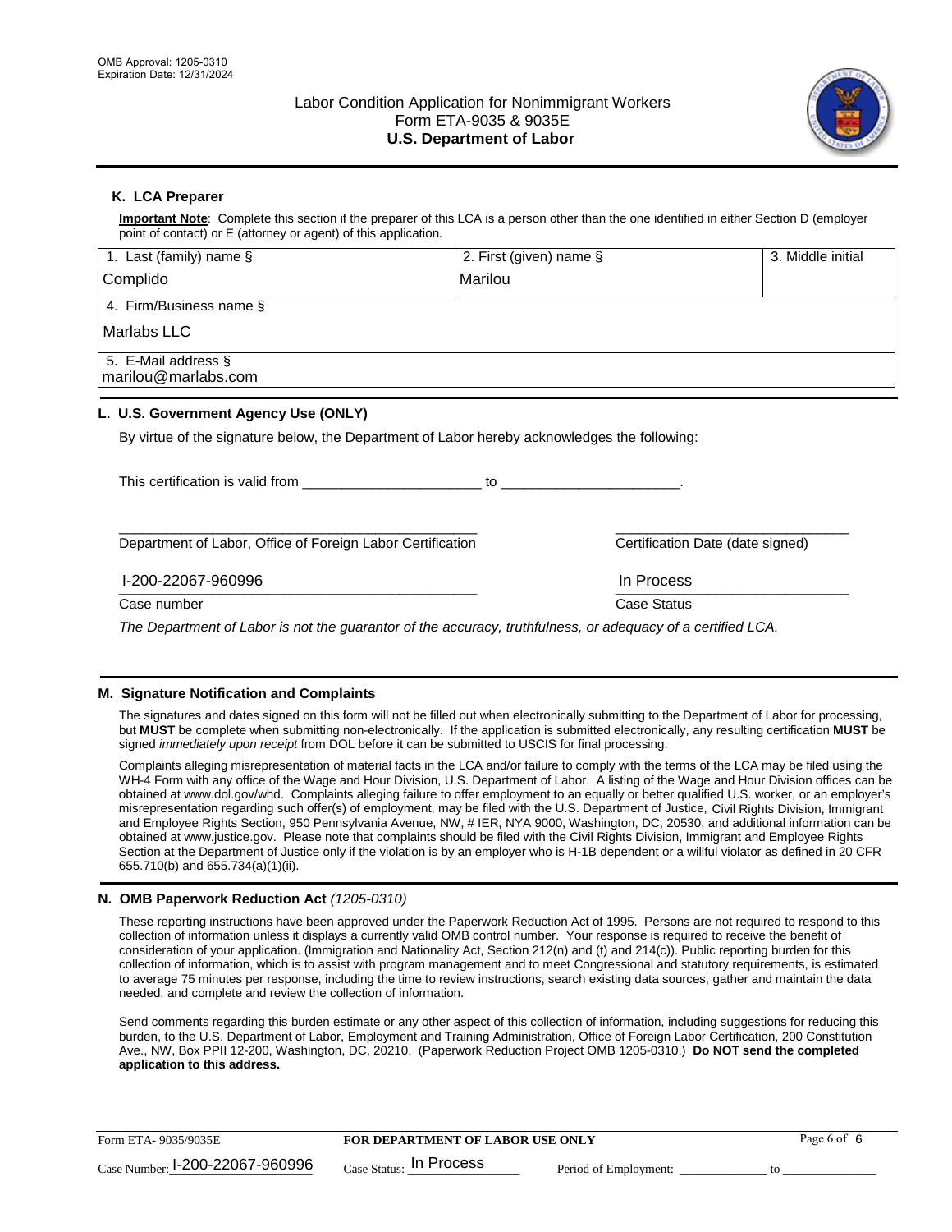OMB Approval: 1205-0310
Expiration Date: 12/31/2024

# Labor Condition Application for Nonimmigrant Workers
# Form ETA-9035 & 9035E
# U.S. Department of Labor

## K. LCA Preparer

**Important Note**: Complete this section if the preparer of this LCA is a person other than the one identified in either Section D (employer point of contact) or E (attorney or agent) of this application.

| 1. Last (family) name § | 2. First (given) name § | 3. Middle initial |
|---|---|---|
| Complido | Marilou | |
| 4. Firm/Business name § | | |
| Marlabs LLC | | |
| 5. E-Mail address § | | |
| marilou@marlabs.com | | |

## L. U.S. Government Agency Use (ONLY)

By virtue of the signature below, the Department of Labor hereby acknowledges the following:

This certification is valid from \_\_\_\_\_\_\_\_\_\_\_\_\_\_\_\_\_\_\_\_\_\_ to \_\_\_\_\_\_\_\_\_\_\_\_\_\_\_\_\_\_\_\_\_\_.

Department of Labor, Office of Foreign Labor Certification

Certification Date (date signed)

I-200-22067-960996

Case number

In Process

Case Status

*The Department of Labor is not the guarantor of the accuracy, truthfulness, or adequacy of a certified LCA.*

## M. Signature Notification and Complaints

The signatures and dates signed on this form will not be filled out when electronically submitting to the Department of Labor for processing, but **MUST** be complete when submitting non-electronically. If the application is submitted electronically, any resulting certification **MUST** be signed *immediately upon receipt* from DOL before it can be submitted to USCIS for final processing.

Complaints alleging misrepresentation of material facts in the LCA and/or failure to comply with the terms of the LCA may be filed using the WH-4 Form with any office of the Wage and Hour Division, U.S. Department of Labor. A listing of the Wage and Hour Division offices can be obtained at www.dol.gov/whd. Complaints alleging failure to offer employment to an equally or better qualified U.S. worker, or an employer's misrepresentation regarding such offer(s) of employment, may be filed with the U.S. Department of Justice, Civil Rights Division, Immigrant and Employee Rights Section, 950 Pennsylvania Avenue, NW, # IER, NYA 9000, Washington, DC, 20530, and additional information can be obtained at www.justice.gov. Please note that complaints should be filed with the Civil Rights Division, Immigrant and Employee Rights Section at the Department of Justice only if the violation is by an employer who is H-1B dependent or a willful violator as defined in 20 CFR 655.710(b) and 655.734(a)(1)(ii).

## N. OMB Paperwork Reduction Act *(1205-0310)*

These reporting instructions have been approved under the Paperwork Reduction Act of 1995. Persons are not required to respond to this collection of information unless it displays a currently valid OMB control number. Your response is required to receive the benefit of consideration of your application. (Immigration and Nationality Act, Section 212(n) and (t) and 214(c)). Public reporting burden for this collection of information, which is to assist with program management and to meet Congressional and statutory requirements, is estimated to average 75 minutes per response, including the time to review instructions, search existing data sources, gather and maintain the data needed, and complete and review the collection of information.

Send comments regarding this burden estimate or any other aspect of this collection of information, including suggestions for reducing this burden, to the U.S. Department of Labor, Employment and Training Administration, Office of Foreign Labor Certification, 200 Constitution Ave., NW, Box PPII 12-200, Washington, DC, 20210. (Paperwork Reduction Project OMB 1205-0310.) **Do NOT send the completed application to this address.**

Form ETA- 9035/9035E | **FOR DEPARTMENT OF LABOR USE ONLY**

Case Number: I-200-22067-960996 | Case Status: In Process | Period of Employment: \_\_\_\_\_\_\_\_\_\_\_\_ to \_\_\_\_\_\_\_\_\_\_\_\_